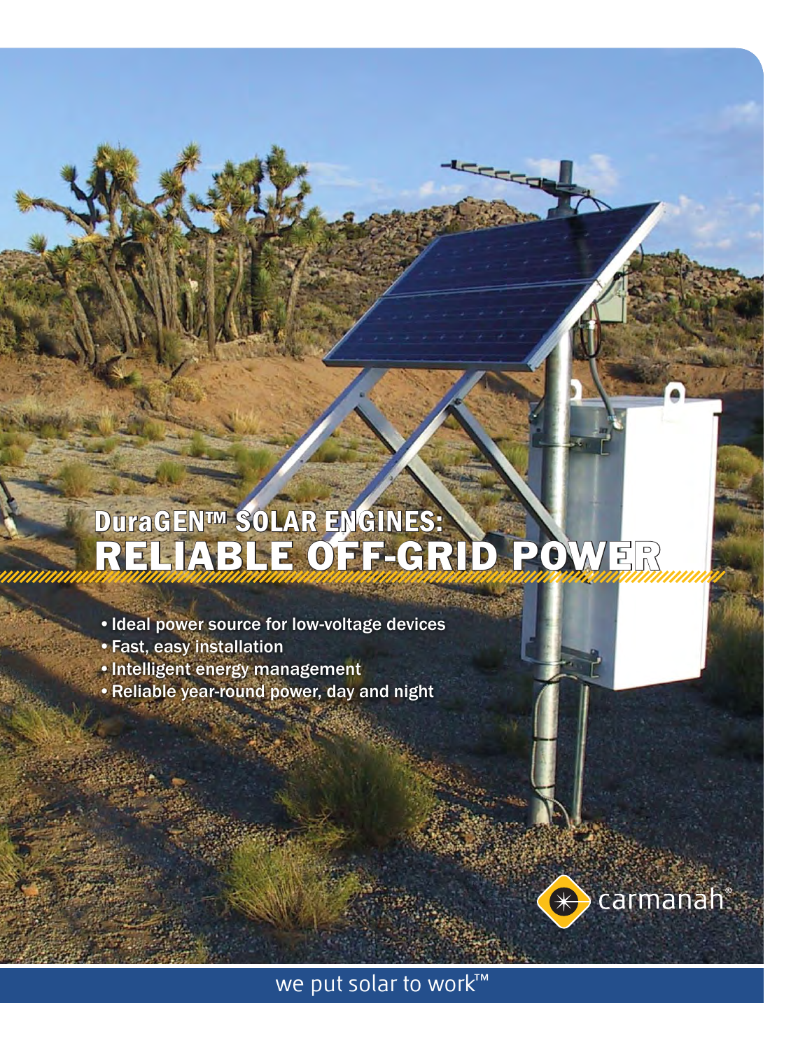# DuraGEN™ SOLAR ENGINES:
# RELIABLE OFF-GRID POWER

- Ideal power source for low-voltage devices
- Fast, easy installation
- Intelligent energy management
- Reliable year-round power, day and night

carmanah®

we put solar to work™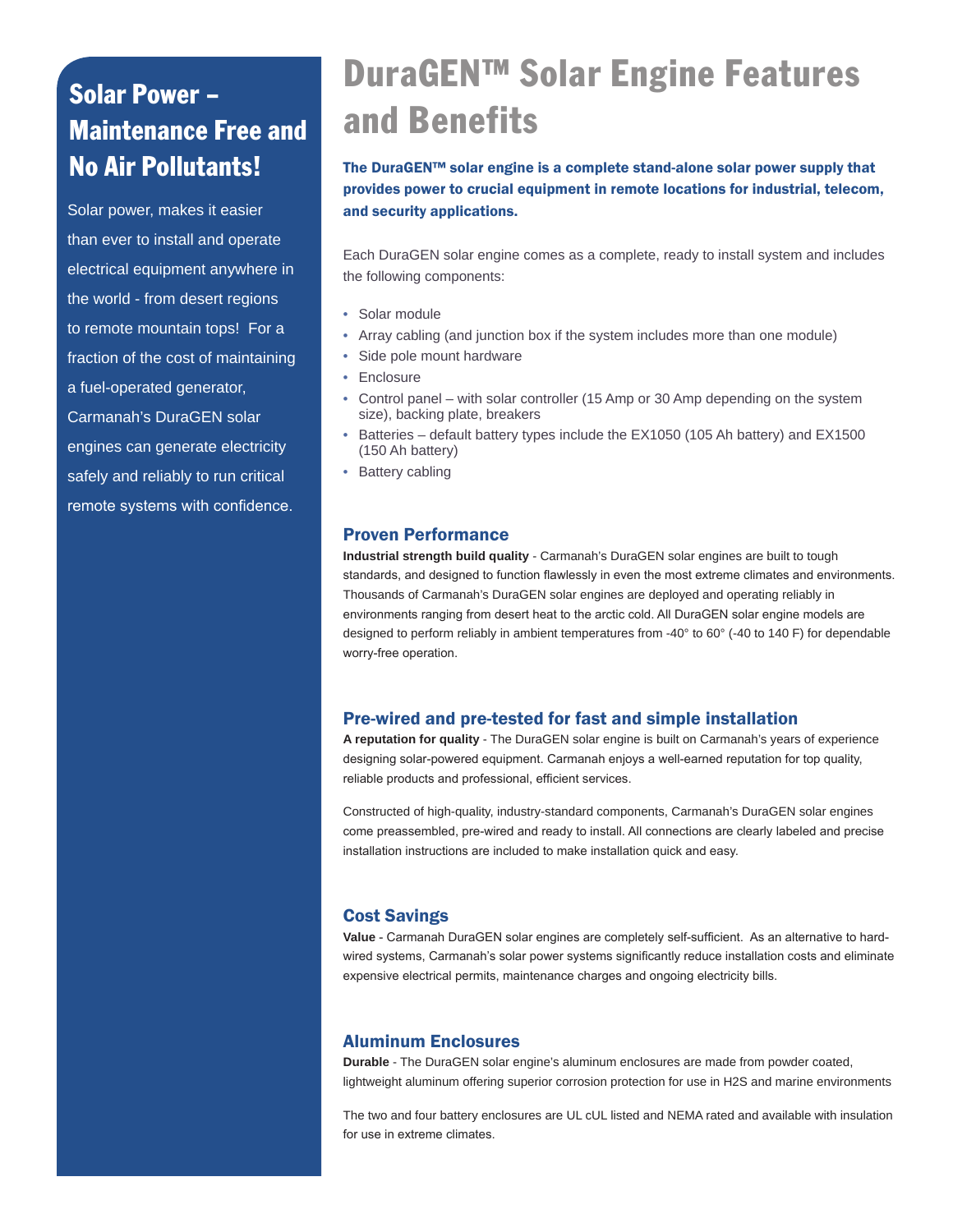## Solar Power – Maintenance Free and No Air Pollutants!

Solar power, makes it easier than ever to install and operate electrical equipment anywhere in the world - from desert regions to remote mountain tops! For a fraction of the cost of maintaining a fuel-operated generator, Carmanah's DuraGEN solar engines can generate electricity safely and reliably to run critical remote systems with confidence.

# DuraGEN™ Solar Engine Features and Benefits

**The DuraGEN™ solar engine is a complete stand-alone solar power supply that provides power to crucial equipment in remote locations for industrial, telecom, and security applications.**

Each DuraGEN solar engine comes as a complete, ready to install system and includes the following components:

- Solar module
- Array cabling (and junction box if the system includes more than one module)
- Side pole mount hardware
- Enclosure
- Control panel – with solar controller (15 Amp or 30 Amp depending on the system size), backing plate, breakers
- Batteries – default battery types include the EX1050 (105 Ah battery) and EX1500 (150 Ah battery)
- Battery cabling

### Proven Performance

**Industrial strength build quality** - Carmanah's DuraGEN solar engines are built to tough standards, and designed to function flawlessly in even the most extreme climates and environments. Thousands of Carmanah's DuraGEN solar engines are deployed and operating reliably in environments ranging from desert heat to the arctic cold. All DuraGEN solar engine models are designed to perform reliably in ambient temperatures from -40° to 60° (-40 to 140 F) for dependable worry-free operation.

### Pre-wired and pre-tested for fast and simple installation

**A reputation for quality** - The DuraGEN solar engine is built on Carmanah's years of experience designing solar-powered equipment. Carmanah enjoys a well-earned reputation for top quality, reliable products and professional, efficient services.

Constructed of high-quality, industry-standard components, Carmanah's DuraGEN solar engines come preassembled, pre-wired and ready to install. All connections are clearly labeled and precise installation instructions are included to make installation quick and easy.

### Cost Savings

**Value** - Carmanah DuraGEN solar engines are completely self-sufficient. As an alternative to hard-wired systems, Carmanah's solar power systems significantly reduce installation costs and eliminate expensive electrical permits, maintenance charges and ongoing electricity bills.

### Aluminum Enclosures

**Durable** - The DuraGEN solar engine's aluminum enclosures are made from powder coated, lightweight aluminum offering superior corrosion protection for use in $H_2S$ and marine environments

The two and four battery enclosures are UL cUL listed and NEMA rated and available with insulation for use in extreme climates.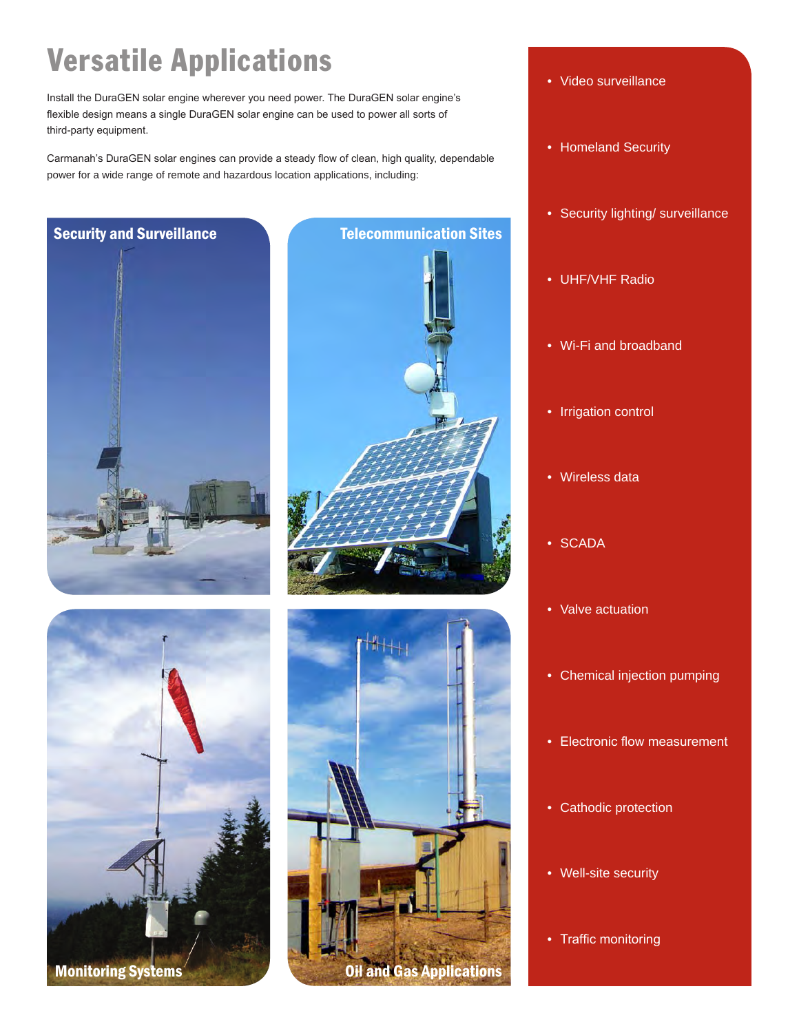# Versatile Applications

Install the DuraGEN solar engine wherever you need power. The DuraGEN solar engine's flexible design means a single DuraGEN solar engine can be used to power all sorts of third-party equipment.

Carmanah's DuraGEN solar engines can provide a steady flow of clean, high quality, dependable power for a wide range of remote and hazardous location applications, including:

**Security and Surveillance**

**Telecommunication Sites**

**Monitoring Systems**

**Oil and Gas Applications**

- Video surveillance
- Homeland Security
- Security lighting/ surveillance
- UHF/VHF Radio
- Wi-Fi and broadband
- Irrigation control
- Wireless data
- SCADA
- Valve actuation
- Chemical injection pumping
- Electronic flow measurement
- Cathodic protection
- Well-site security
- Traffic monitoring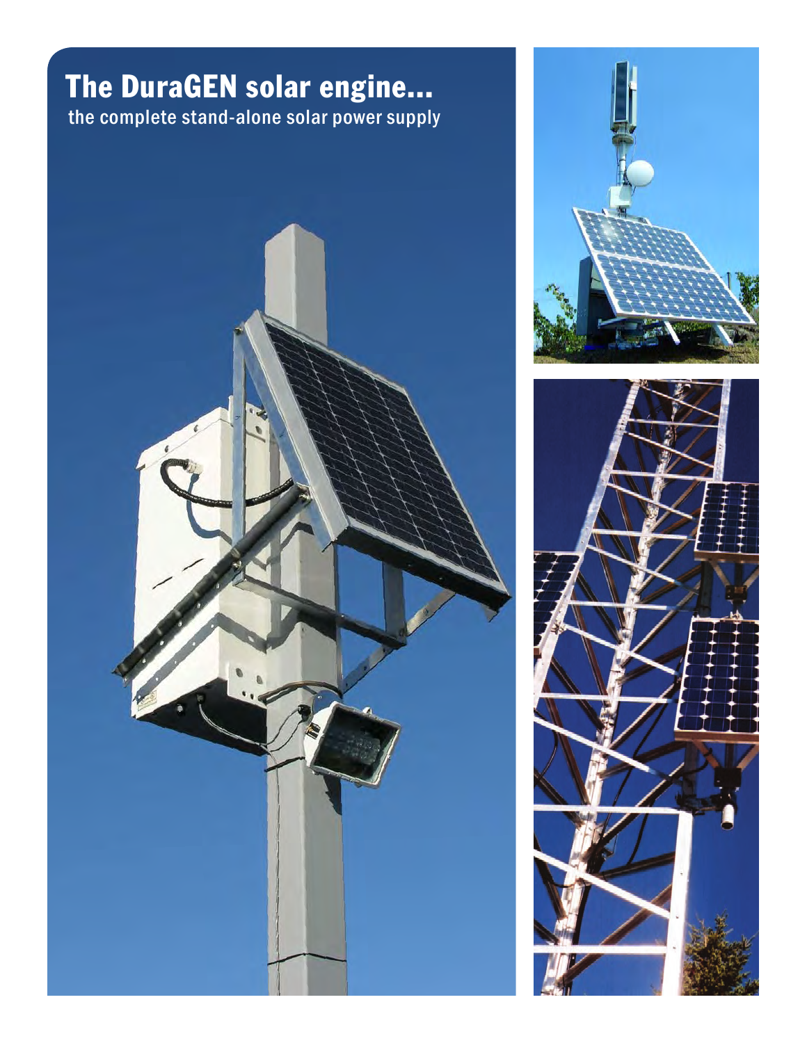# The DuraGEN solar engine...

the complete stand-alone solar power supply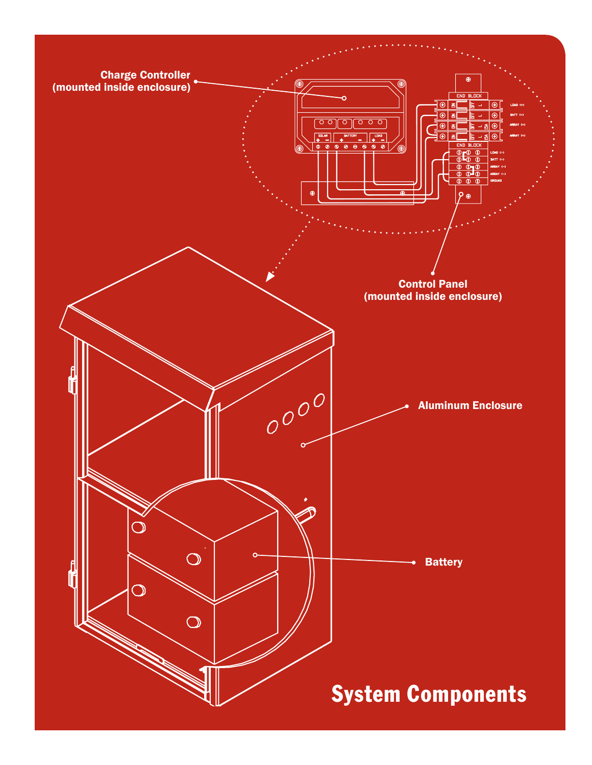Charge Controller
(mounted inside enclosure)

Control Panel
(mounted inside enclosure)

Aluminum Enclosure

Battery

# System Components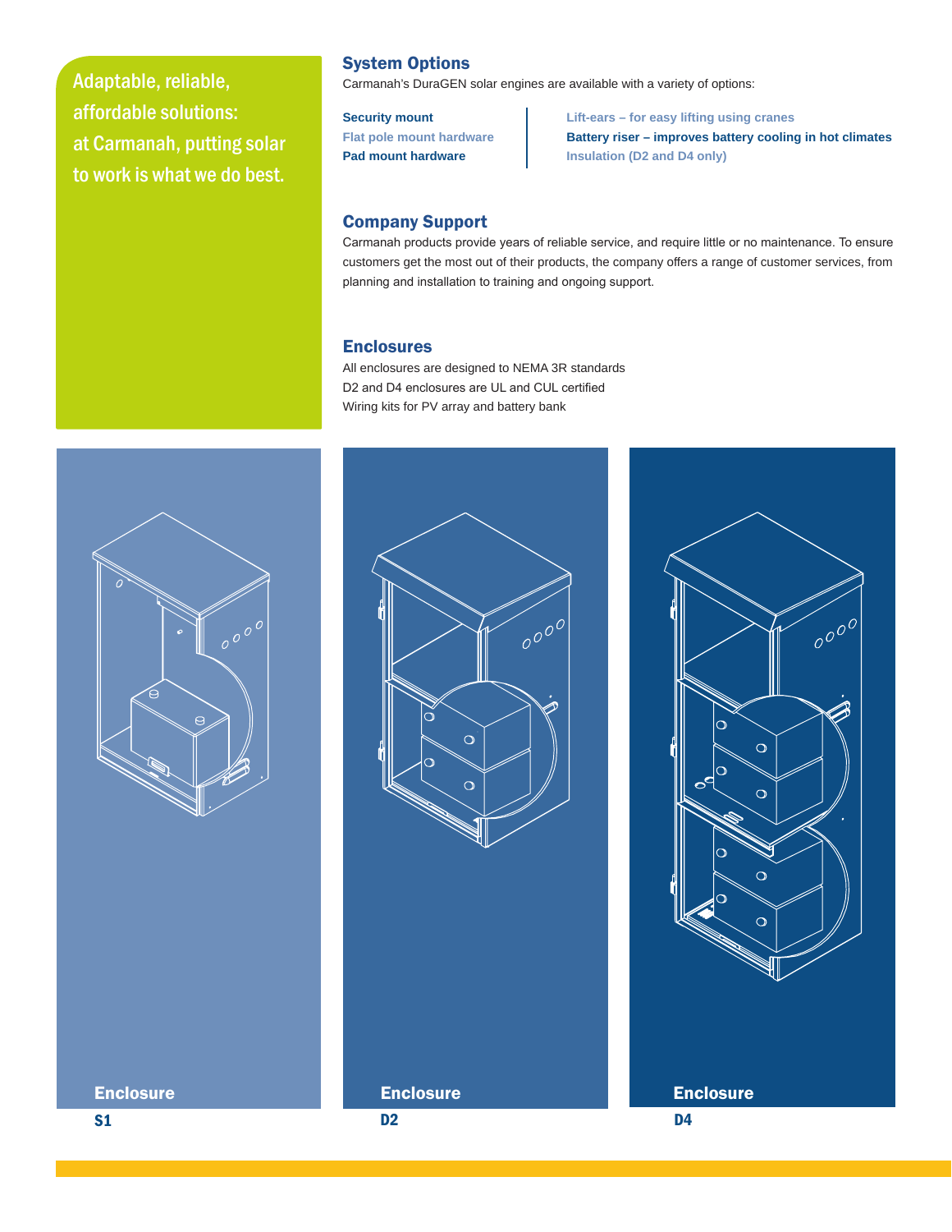Adaptable, reliable, affordable solutions: at Carmanah, putting solar to work is what we do best.

## System Options

Carmanah's DuraGEN solar engines are available with a variety of options:

- **Security mount**
- **Flat pole mount hardware**
- **Pad mount hardware**
- **Lift-ears – for easy lifting using cranes**
- **Battery riser – improves battery cooling in hot climates**
- **Insulation (D2 and D4 only)**

## Company Support

Carmanah products provide years of reliable service, and require little or no maintenance. To ensure customers get the most out of their products, the company offers a range of customer services, from planning and installation to training and ongoing support.

## Enclosures

All enclosures are designed to NEMA 3R standards
D2 and D4 enclosures are UL and CUL certified
Wiring kits for PV array and battery bank

**Enclosure**
**S1**

**Enclosure**
**D2**

**Enclosure**
**D4**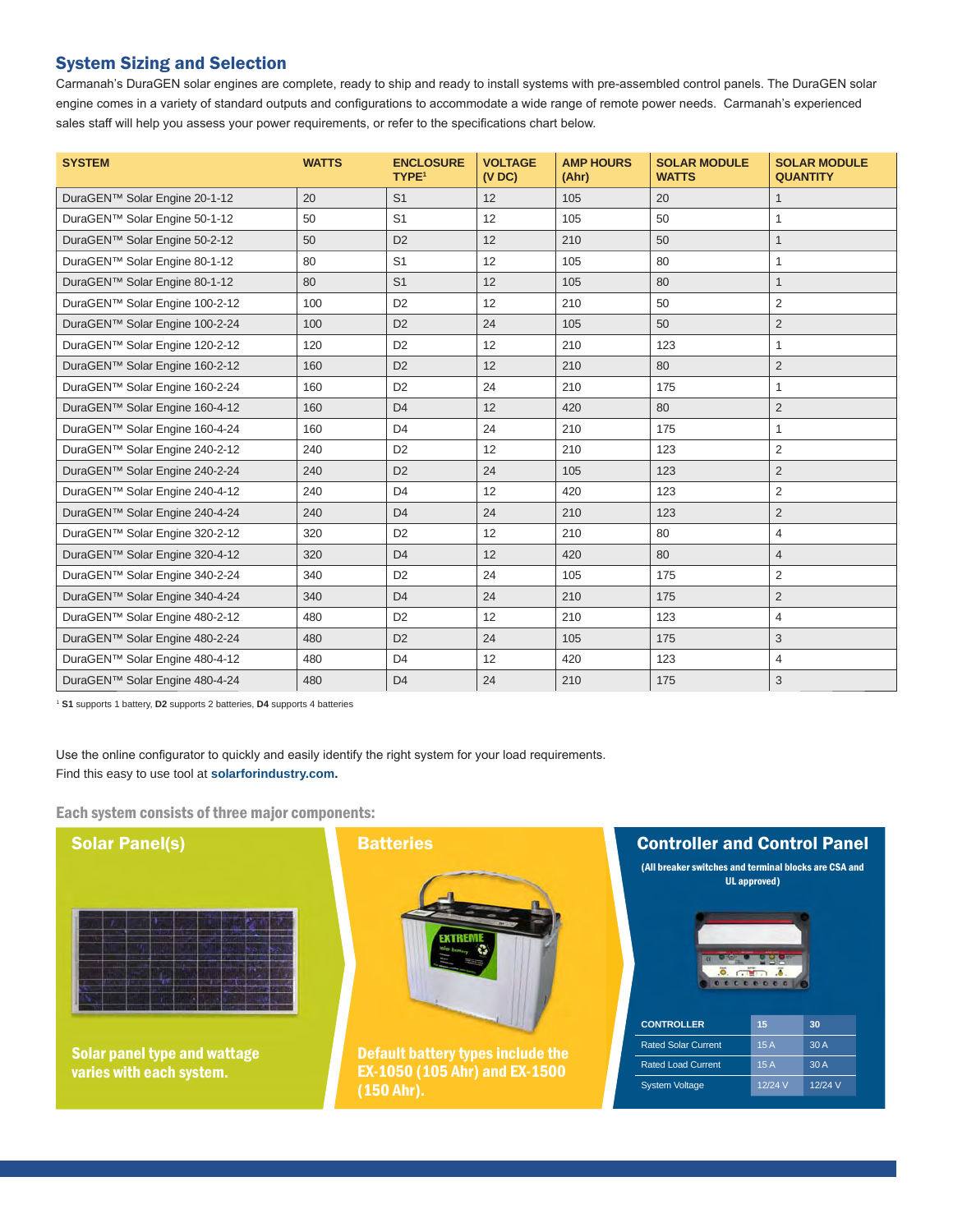## System Sizing and Selection

Carmanah's DuraGEN solar engines are complete, ready to ship and ready to install systems with pre-assembled control panels. The DuraGEN solar engine comes in a variety of standard outputs and configurations to accommodate a wide range of remote power needs. Carmanah's experienced sales staff will help you assess your power requirements, or refer to the specifications chart below.

| SYSTEM | WATTS | ENCLOSURE TYPE[1] | VOLTAGE (V DC) | AMP HOURS (Ahr) | SOLAR MODULE WATTS | SOLAR MODULE QUANTITY |
|---|---|---|---|---|---|---|
| DuraGEN™ Solar Engine 20-1-12 | 20 | S1 | 12 | 105 | 20 | 1 |
| DuraGEN™ Solar Engine 50-1-12 | 50 | S1 | 12 | 105 | 50 | 1 |
| DuraGEN™ Solar Engine 50-2-12 | 50 | D2 | 12 | 210 | 50 | 1 |
| DuraGEN™ Solar Engine 80-1-12 | 80 | S1 | 12 | 105 | 80 | 1 |
| DuraGEN™ Solar Engine 80-1-12 | 80 | S1 | 12 | 105 | 80 | 1 |
| DuraGEN™ Solar Engine 100-2-12 | 100 | D2 | 12 | 210 | 50 | 2 |
| DuraGEN™ Solar Engine 100-2-24 | 100 | D2 | 24 | 105 | 50 | 2 |
| DuraGEN™ Solar Engine 120-2-12 | 120 | D2 | 12 | 210 | 123 | 1 |
| DuraGEN™ Solar Engine 160-2-12 | 160 | D2 | 12 | 210 | 80 | 2 |
| DuraGEN™ Solar Engine 160-2-24 | 160 | D2 | 24 | 210 | 175 | 1 |
| DuraGEN™ Solar Engine 160-4-12 | 160 | D4 | 12 | 420 | 80 | 2 |
| DuraGEN™ Solar Engine 160-4-24 | 160 | D4 | 24 | 210 | 175 | 1 |
| DuraGEN™ Solar Engine 240-2-12 | 240 | D2 | 12 | 210 | 123 | 2 |
| DuraGEN™ Solar Engine 240-2-24 | 240 | D2 | 24 | 105 | 123 | 2 |
| DuraGEN™ Solar Engine 240-4-12 | 240 | D4 | 12 | 420 | 123 | 2 |
| DuraGEN™ Solar Engine 240-4-24 | 240 | D4 | 24 | 210 | 123 | 2 |
| DuraGEN™ Solar Engine 320-2-12 | 320 | D2 | 12 | 210 | 80 | 4 |
| DuraGEN™ Solar Engine 320-4-12 | 320 | D4 | 12 | 420 | 80 | 4 |
| DuraGEN™ Solar Engine 340-2-24 | 340 | D2 | 24 | 105 | 175 | 2 |
| DuraGEN™ Solar Engine 340-4-24 | 340 | D4 | 24 | 210 | 175 | 2 |
| DuraGEN™ Solar Engine 480-2-12 | 480 | D2 | 12 | 210 | 123 | 4 |
| DuraGEN™ Solar Engine 480-2-24 | 480 | D2 | 24 | 105 | 175 | 3 |
| DuraGEN™ Solar Engine 480-4-12 | 480 | D4 | 12 | 420 | 123 | 4 |
| DuraGEN™ Solar Engine 480-4-24 | 480 | D4 | 24 | 210 | 175 | 3 |

[1] **S1** supports 1 battery, **D2** supports 2 batteries, **D4** supports 4 batteries

Use the online configurator to quickly and easily identify the right system for your load requirements. Find this easy to use tool at **solarforindustry.com.**

### Each system consists of three major components:

#### Solar Panel(s)

**Solar panel type and wattage varies with each system.**

#### Batteries

**Default battery types include the EX-1050 (105 Ahr) and EX-1500 (150 Ahr).**

#### Controller and Control Panel

**(All breaker switches and terminal blocks are CSA and UL approved)**

| CONTROLLER | 15 | 30 |
|---|---|---|
| Rated Solar Current | 15 A | 30 A |
| Rated Load Current | 15 A | 30 A |
| System Voltage | 12/24 V | 12/24 V |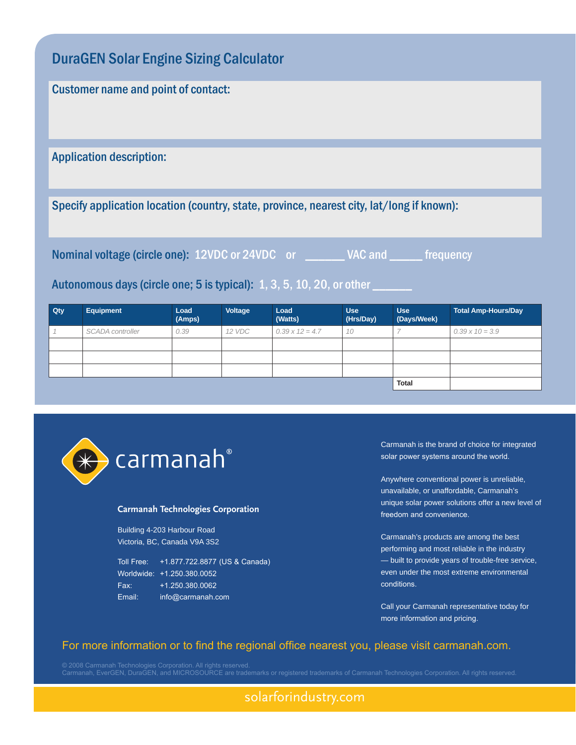# DuraGEN Solar Engine Sizing Calculator

**Customer name and point of contact:**

**Application description:**

**Specify application location (country, state, province, nearest city, lat/long if known):**

**Nominal voltage (circle one):** 12VDC or 24VDC or ______ VAC and _____ frequency

**Autonomous days (circle one; 5 is typical):** 1, 3, 5, 10, 20, or other ______

| Qty | Equipment | Load (Amps) | Voltage | Load (Watts) | Use (Hrs/Day) | Use (Days/Week) | Total Amp-Hours/Day |
|---|---|---|---|---|---|---|---|
| *1* | *SCADA controller* | *0.39* | *12 VDC* | *0.39 x 12 = 4.7* | *10* | *7* | *0.39 x 10 = 3.9* |
| | | | | | | | |
| | | | | | | | |
| | | | | | | | |
| | | | | | | **Total** | |

carmanah®

**Carmanah Technologies Corporation**

Building 4-203 Harbour Road
Victoria, BC, Canada V9A 3S2

Toll Free: +1.877.722.8877 (US & Canada)
Worldwide: +1.250.380.0052
Fax: +1.250.380.0062
Email: info@carmanah.com

Carmanah is the brand of choice for integrated solar power systems around the world.

Anywhere conventional power is unreliable, unavailable, or unaffordable, Carmanah's unique solar power solutions offer a new level of freedom and convenience.

Carmanah's products are among the best performing and most reliable in the industry — built to provide years of trouble-free service, even under the most extreme environmental conditions.

Call your Carmanah representative today for more information and pricing.

For more information or to find the regional office nearest you, please visit carmanah.com.

© 2008 Carmanah Technologies Corporation. All rights reserved.
Carmanah, EverGEN, DuraGEN, and MICROSOURCE are trademarks or registered trademarks of Carmanah Technologies Corporation. All rights reserved.

solarforindustry.com